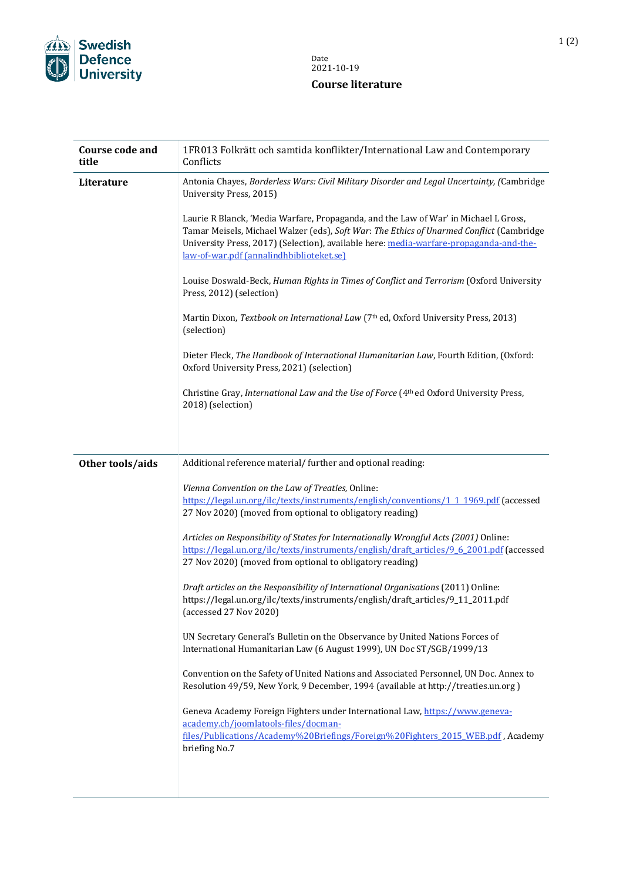Swedish Defence University

Date
2021-10-19

# Course literature

| Course code and title | 1FR013 Folkrätt och samtida konflikter/International Law and Contemporary Conflicts |
|---|---|
| **Literature** | Antonia Chayes, *Borderless Wars: Civil Military Disorder and Legal Uncertainty, (*Cambridge University Press, 2015)<br><br>Laurie R Blanck, 'Media Warfare, Propaganda, and the Law of War' in Michael L Gross, Tamar Meisels, Michael Walzer (eds), *Soft War: The Ethics of Unarmed Conflict* (Cambridge University Press, 2017) (Selection), available here: [media-warfare-propaganda-and-the-law-of-war.pdf (annalindhbiblioteket.se)](media-warfare-propaganda-and-the-law-of-war.pdf)<br><br>Louise Doswald-Beck, *Human Rights in Times of Conflict and Terrorism* (Oxford University Press, 2012) (selection)<br><br>Martin Dixon, *Textbook on International Law* (7th ed, Oxford University Press, 2013) (selection)<br><br>Dieter Fleck, *The Handbook of International Humanitarian Law*, Fourth Edition, (Oxford: Oxford University Press, 2021) (selection)<br><br>Christine Gray, *International Law and the Use of Force* (4th ed Oxford University Press, 2018) (selection) |
| **Other tools/aids** | Additional reference material/ further and optional reading:<br><br>*Vienna Convention on the Law of Treaties,* Online: [https://legal.un.org/ilc/texts/instruments/english/conventions/1_1_1969.pdf](https://legal.un.org/ilc/texts/instruments/english/conventions/1_1_1969.pdf) (accessed 27 Nov 2020) (moved from optional to obligatory reading)<br><br>*Articles on Responsibility of States for Internationally Wrongful Acts (2001)* Online: [https://legal.un.org/ilc/texts/instruments/english/draft_articles/9_6_2001.pdf](https://legal.un.org/ilc/texts/instruments/english/draft_articles/9_6_2001.pdf) (accessed 27 Nov 2020) (moved from optional to obligatory reading)<br><br>*Draft articles on the Responsibility of International Organisations* (2011) Online: https://legal.un.org/ilc/texts/instruments/english/draft_articles/9_11_2011.pdf (accessed 27 Nov 2020)<br><br>UN Secretary General's Bulletin on the Observance by United Nations Forces of International Humanitarian Law (6 August 1999), UN Doc ST/SGB/1999/13<br><br>Convention on the Safety of United Nations and Associated Personnel, UN Doc. Annex to Resolution 49/59, New York, 9 December, 1994 (available at http://treaties.un.org )<br><br>Geneva Academy Foreign Fighters under International Law, [https://www.geneva-academy.ch/joomlatools-files/docman-files/Publications/Academy%20Briefings/Foreign%20Fighters_2015_WEB.pdf](https://www.geneva-academy.ch/joomlatools-files/docman-files/Publications/Academy%20Briefings/Foreign%20Fighters_2015_WEB.pdf) , Academy briefing No.7 |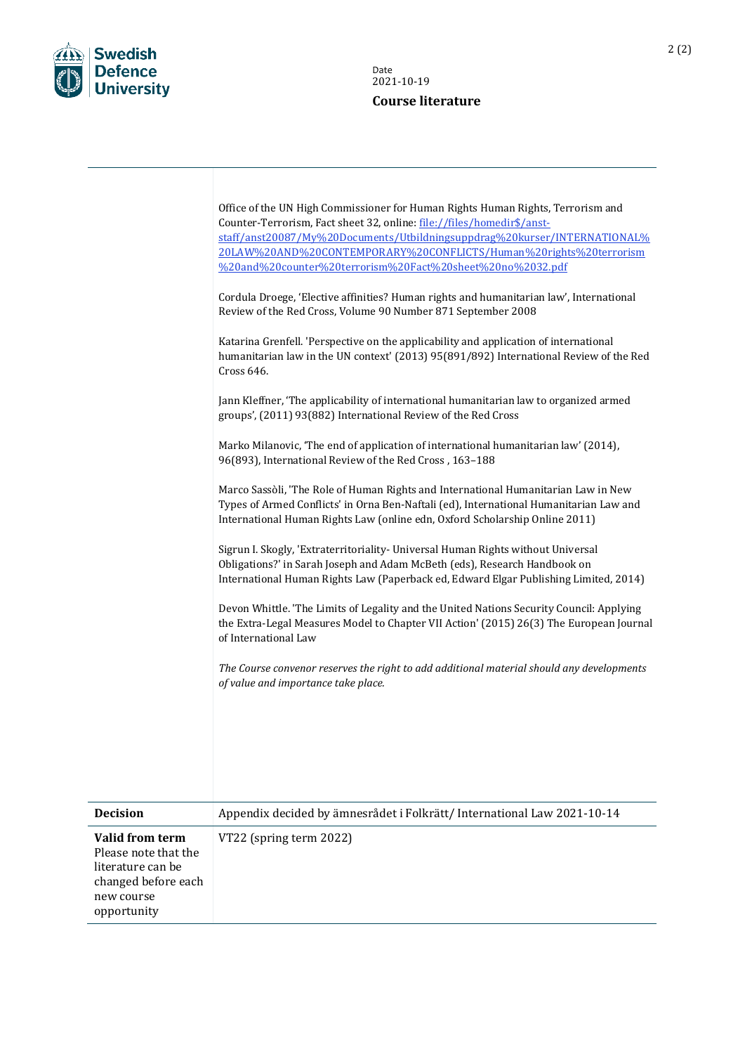Date
2021-10-19

**Course literature**

Office of the UN High Commissioner for Human Rights Human Rights, Terrorism and Counter-Terrorism, Fact sheet 32, online: [file://files/homedir$/anst-staff/anst20087/My%20Documents/Utbildningsuppdrag%20kurser/INTERNATIONAL%20LAW%20AND%20CONTEMPORARY%20CONFLICTS/Human%20rights%20terrorism%20and%20counter%20terrorism%20Fact%20sheet%20no%2032.pdf](file://files/homedir$/anst-staff/anst20087/My%20Documents/Utbildningsuppdrag%20kurser/INTERNATIONAL%20LAW%20AND%20CONTEMPORARY%20CONFLICTS/Human%20rights%20terrorism%20and%20counter%20terrorism%20Fact%20sheet%20no%2032.pdf)

Cordula Droege, 'Elective affinities? Human rights and humanitarian law', International Review of the Red Cross, Volume 90 Number 871 September 2008

Katarina Grenfell. 'Perspective on the applicability and application of international humanitarian law in the UN context' (2013) 95(891/892) International Review of the Red Cross 646.

Jann Kleffner, 'The applicability of international humanitarian law to organized armed groups', (2011) 93(882) International Review of the Red Cross

Marko Milanovic, 'The end of application of international humanitarian law' (2014), 96(893), International Review of the Red Cross , 163–188

Marco Sassòli, 'The Role of Human Rights and International Humanitarian Law in New Types of Armed Conflicts' in Orna Ben-Naftali (ed), International Humanitarian Law and International Human Rights Law (online edn, Oxford Scholarship Online 2011)

Sigrun I. Skogly, 'Extraterritoriality- Universal Human Rights without Universal Obligations?' in Sarah Joseph and Adam McBeth (eds), Research Handbook on International Human Rights Law (Paperback ed, Edward Elgar Publishing Limited, 2014)

Devon Whittle. 'The Limits of Legality and the United Nations Security Council: Applying the Extra-Legal Measures Model to Chapter VII Action' (2015) 26(3) The European Journal of International Law

*The Course convenor reserves the right to add additional material should any developments of value and importance take place.*

| | |
|---|---|
| **Decision** | Appendix decided by ämnesrådet i Folkrätt/ International Law 2021-10-14 |
| **Valid from term** Please note that the literature can be changed before each new course opportunity | VT22 (spring term 2022) |